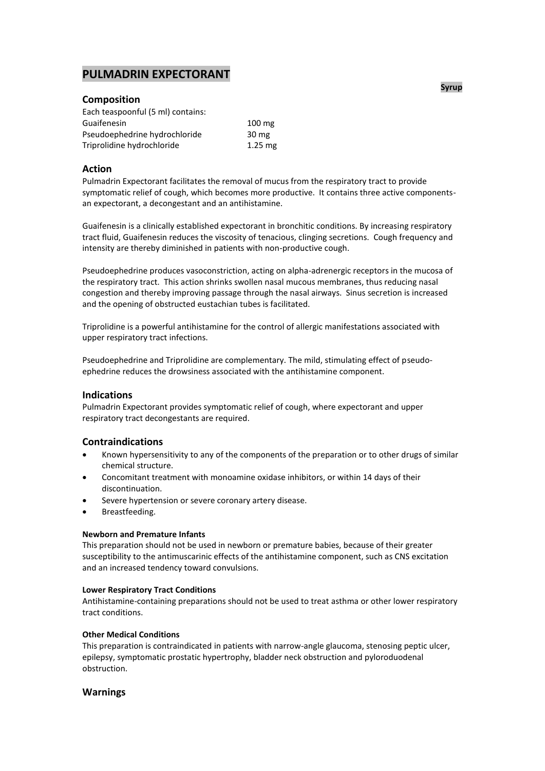# PULMADRIN EXPECTORANT

**Syrup**

## Composition

Each teaspoonful (5 ml) contains:

| | |
|---|---|
| Guaifenesin | 100 mg |
| Pseudoephedrine hydrochloride | 30 mg |
| Triprolidine hydrochloride | 1.25 mg |

## Action

Pulmadrin Expectorant facilitates the removal of mucus from the respiratory tract to provide symptomatic relief of cough, which becomes more productive. It contains three active components- an expectorant, a decongestant and an antihistamine.

Guaifenesin is a clinically established expectorant in bronchitic conditions. By increasing respiratory tract fluid, Guaifenesin reduces the viscosity of tenacious, clinging secretions. Cough frequency and intensity are thereby diminished in patients with non-productive cough.

Pseudoephedrine produces vasoconstriction, acting on alpha-adrenergic receptors in the mucosa of the respiratory tract. This action shrinks swollen nasal mucous membranes, thus reducing nasal congestion and thereby improving passage through the nasal airways. Sinus secretion is increased and the opening of obstructed eustachian tubes is facilitated.

Triprolidine is a powerful antihistamine for the control of allergic manifestations associated with upper respiratory tract infections.

Pseudoephedrine and Triprolidine are complementary. The mild, stimulating effect of pseudo-ephedrine reduces the drowsiness associated with the antihistamine component.

## Indications

Pulmadrin Expectorant provides symptomatic relief of cough, where expectorant and upper respiratory tract decongestants are required.

## Contraindications

- Known hypersensitivity to any of the components of the preparation or to other drugs of similar chemical structure.
- Concomitant treatment with monoamine oxidase inhibitors, or within 14 days of their discontinuation.
- Severe hypertension or severe coronary artery disease.
- Breastfeeding.

#### Newborn and Premature Infants

This preparation should not be used in newborn or premature babies, because of their greater susceptibility to the antimuscarinic effects of the antihistamine component, such as CNS excitation and an increased tendency toward convulsions.

#### Lower Respiratory Tract Conditions

Antihistamine-containing preparations should not be used to treat asthma or other lower respiratory tract conditions.

#### Other Medical Conditions

This preparation is contraindicated in patients with narrow-angle glaucoma, stenosing peptic ulcer, epilepsy, symptomatic prostatic hypertrophy, bladder neck obstruction and pyloroduodenal obstruction.

## Warnings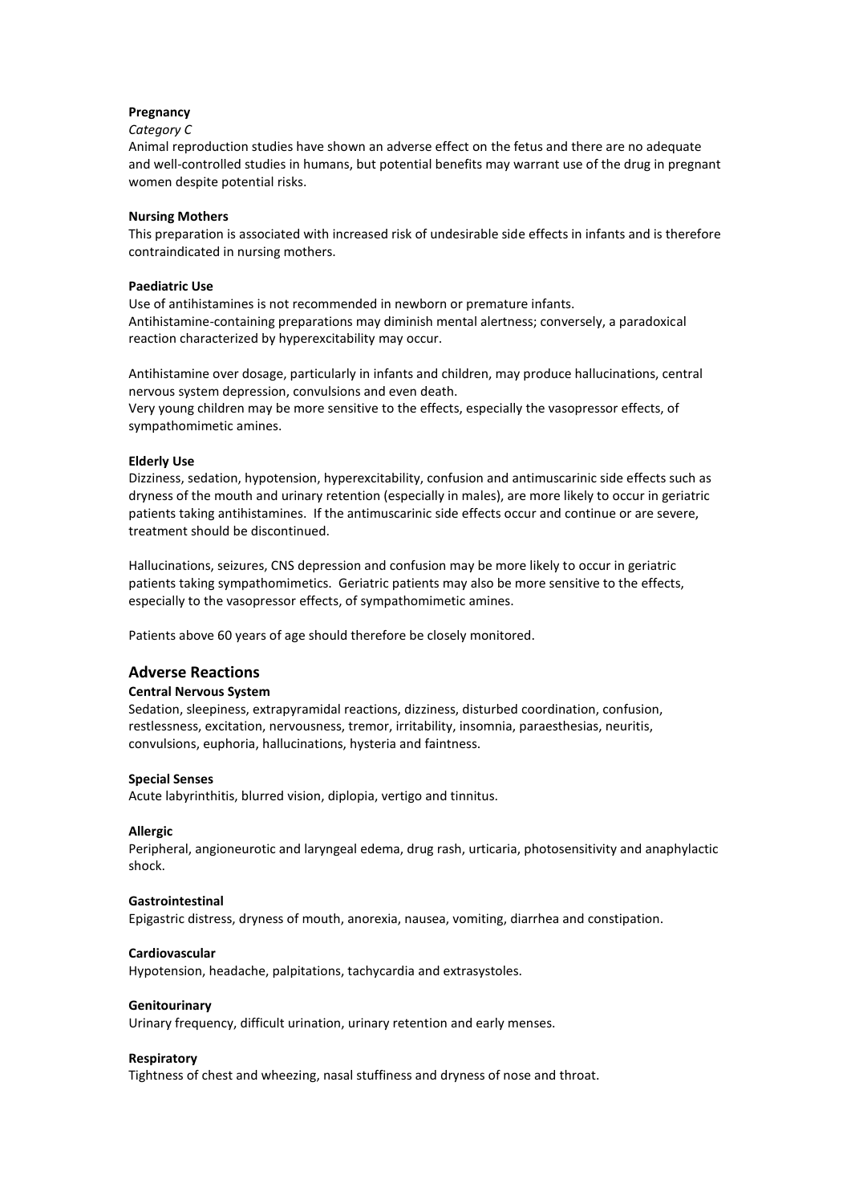**Pregnancy**

*Category C*

Animal reproduction studies have shown an adverse effect on the fetus and there are no adequate and well-controlled studies in humans, but potential benefits may warrant use of the drug in pregnant women despite potential risks.

**Nursing Mothers**

This preparation is associated with increased risk of undesirable side effects in infants and is therefore contraindicated in nursing mothers.

**Paediatric Use**

Use of antihistamines is not recommended in newborn or premature infants.
Antihistamine-containing preparations may diminish mental alertness; conversely, a paradoxical reaction characterized by hyperexcitability may occur.

Antihistamine over dosage, particularly in infants and children, may produce hallucinations, central nervous system depression, convulsions and even death.
Very young children may be more sensitive to the effects, especially the vasopressor effects, of sympathomimetic amines.

**Elderly Use**

Dizziness, sedation, hypotension, hyperexcitability, confusion and antimuscarinic side effects such as dryness of the mouth and urinary retention (especially in males), are more likely to occur in geriatric patients taking antihistamines. If the antimuscarinic side effects occur and continue or are severe, treatment should be discontinued.

Hallucinations, seizures, CNS depression and confusion may be more likely to occur in geriatric patients taking sympathomimetics. Geriatric patients may also be more sensitive to the effects, especially to the vasopressor effects, of sympathomimetic amines.

Patients above 60 years of age should therefore be closely monitored.

## Adverse Reactions

**Central Nervous System**

Sedation, sleepiness, extrapyramidal reactions, dizziness, disturbed coordination, confusion, restlessness, excitation, nervousness, tremor, irritability, insomnia, paraesthesias, neuritis, convulsions, euphoria, hallucinations, hysteria and faintness.

**Special Senses**

Acute labyrinthitis, blurred vision, diplopia, vertigo and tinnitus.

**Allergic**

Peripheral, angioneurotic and laryngeal edema, drug rash, urticaria, photosensitivity and anaphylactic shock.

**Gastrointestinal**

Epigastric distress, dryness of mouth, anorexia, nausea, vomiting, diarrhea and constipation.

**Cardiovascular**

Hypotension, headache, palpitations, tachycardia and extrasystoles.

**Genitourinary**

Urinary frequency, difficult urination, urinary retention and early menses.

**Respiratory**

Tightness of chest and wheezing, nasal stuffiness and dryness of nose and throat.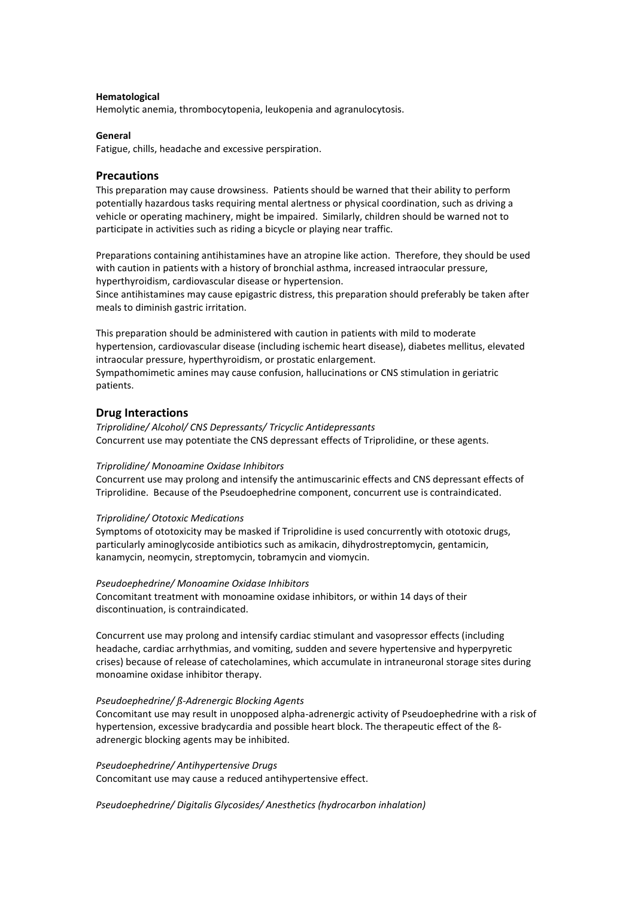**Hematological**
Hemolytic anemia, thrombocytopenia, leukopenia and agranulocytosis.

**General**
Fatigue, chills, headache and excessive perspiration.

## Precautions

This preparation may cause drowsiness. Patients should be warned that their ability to perform potentially hazardous tasks requiring mental alertness or physical coordination, such as driving a vehicle or operating machinery, might be impaired. Similarly, children should be warned not to participate in activities such as riding a bicycle or playing near traffic.

Preparations containing antihistamines have an atropine like action. Therefore, they should be used with caution in patients with a history of bronchial asthma, increased intraocular pressure, hyperthyroidism, cardiovascular disease or hypertension.
Since antihistamines may cause epigastric distress, this preparation should preferably be taken after meals to diminish gastric irritation.

This preparation should be administered with caution in patients with mild to moderate hypertension, cardiovascular disease (including ischemic heart disease), diabetes mellitus, elevated intraocular pressure, hyperthyroidism, or prostatic enlargement.
Sympathomimetic amines may cause confusion, hallucinations or CNS stimulation in geriatric patients.

## Drug Interactions

*Triprolidine/ Alcohol/ CNS Depressants/ Tricyclic Antidepressants*
Concurrent use may potentiate the CNS depressant effects of Triprolidine, or these agents.

*Triprolidine/ Monoamine Oxidase Inhibitors*
Concurrent use may prolong and intensify the antimuscarinic effects and CNS depressant effects of Triprolidine. Because of the Pseudoephedrine component, concurrent use is contraindicated.

*Triprolidine/ Ototoxic Medications*
Symptoms of ototoxicity may be masked if Triprolidine is used concurrently with ototoxic drugs, particularly aminoglycoside antibiotics such as amikacin, dihydrostreptomycin, gentamicin, kanamycin, neomycin, streptomycin, tobramycin and viomycin.

*Pseudoephedrine/ Monoamine Oxidase Inhibitors*
Concomitant treatment with monoamine oxidase inhibitors, or within 14 days of their discontinuation, is contraindicated.

Concurrent use may prolong and intensify cardiac stimulant and vasopressor effects (including headache, cardiac arrhythmias, and vomiting, sudden and severe hypertensive and hyperpyretic crises) because of release of catecholamines, which accumulate in intraneuronal storage sites during monoamine oxidase inhibitor therapy.

*Pseudoephedrine/ ß-Adrenergic Blocking Agents*
Concomitant use may result in unopposed alpha-adrenergic activity of Pseudoephedrine with a risk of hypertension, excessive bradycardia and possible heart block. The therapeutic effect of the ß-adrenergic blocking agents may be inhibited.

*Pseudoephedrine/ Antihypertensive Drugs*
Concomitant use may cause a reduced antihypertensive effect.

*Pseudoephedrine/ Digitalis Glycosides/ Anesthetics (hydrocarbon inhalation)*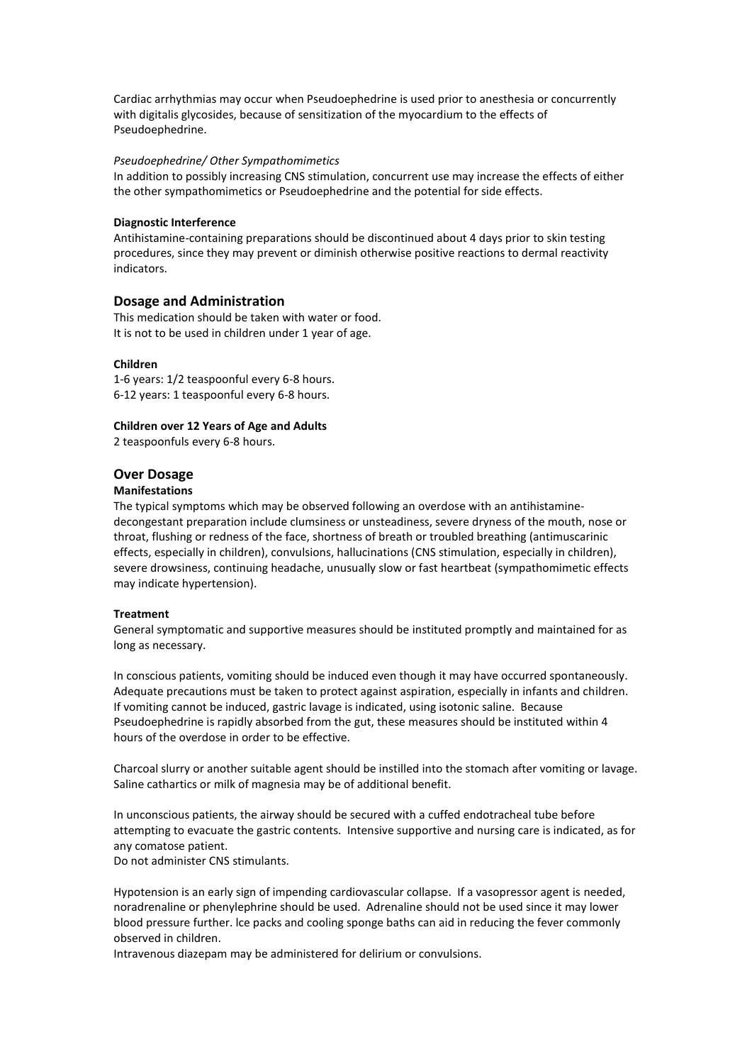Cardiac arrhythmias may occur when Pseudoephedrine is used prior to anesthesia or concurrently with digitalis glycosides, because of sensitization of the myocardium to the effects of Pseudoephedrine.

*Pseudoephedrine/ Other Sympathomimetics*

In addition to possibly increasing CNS stimulation, concurrent use may increase the effects of either the other sympathomimetics or Pseudoephedrine and the potential for side effects.

**Diagnostic Interference**

Antihistamine-containing preparations should be discontinued about 4 days prior to skin testing procedures, since they may prevent or diminish otherwise positive reactions to dermal reactivity indicators.

## Dosage and Administration

This medication should be taken with water or food.
It is not to be used in children under 1 year of age.

**Children**

1-6 years: 1/2 teaspoonful every 6-8 hours.
6-12 years: 1 teaspoonful every 6-8 hours.

**Children over 12 Years of Age and Adults**

2 teaspoonfuls every 6-8 hours.

## Over Dosage

**Manifestations**

The typical symptoms which may be observed following an overdose with an antihistamine-decongestant preparation include clumsiness or unsteadiness, severe dryness of the mouth, nose or throat, flushing or redness of the face, shortness of breath or troubled breathing (antimuscarinic effects, especially in children), convulsions, hallucinations (CNS stimulation, especially in children), severe drowsiness, continuing headache, unusually slow or fast heartbeat (sympathomimetic effects may indicate hypertension).

**Treatment**

General symptomatic and supportive measures should be instituted promptly and maintained for as long as necessary.

In conscious patients, vomiting should be induced even though it may have occurred spontaneously. Adequate precautions must be taken to protect against aspiration, especially in infants and children. If vomiting cannot be induced, gastric lavage is indicated, using isotonic saline. Because Pseudoephedrine is rapidly absorbed from the gut, these measures should be instituted within 4 hours of the overdose in order to be effective.

Charcoal slurry or another suitable agent should be instilled into the stomach after vomiting or lavage. Saline cathartics or milk of magnesia may be of additional benefit.

In unconscious patients, the airway should be secured with a cuffed endotracheal tube before attempting to evacuate the gastric contents. Intensive supportive and nursing care is indicated, as for any comatose patient.
Do not administer CNS stimulants.

Hypotension is an early sign of impending cardiovascular collapse. If a vasopressor agent is needed, noradrenaline or phenylephrine should be used. Adrenaline should not be used since it may lower blood pressure further. Ice packs and cooling sponge baths can aid in reducing the fever commonly observed in children.
Intravenous diazepam may be administered for delirium or convulsions.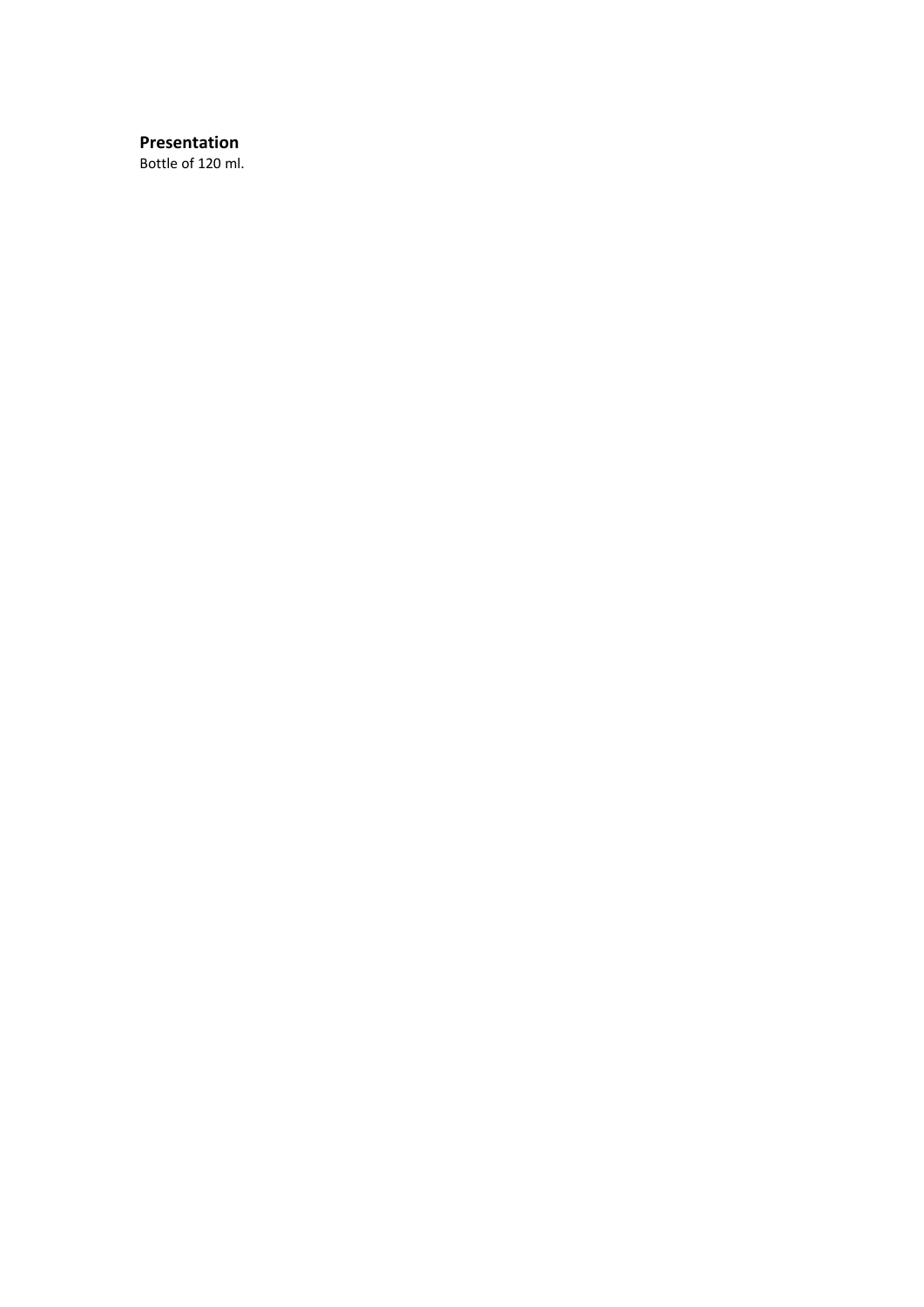**Presentation**

Bottle of 120 ml.